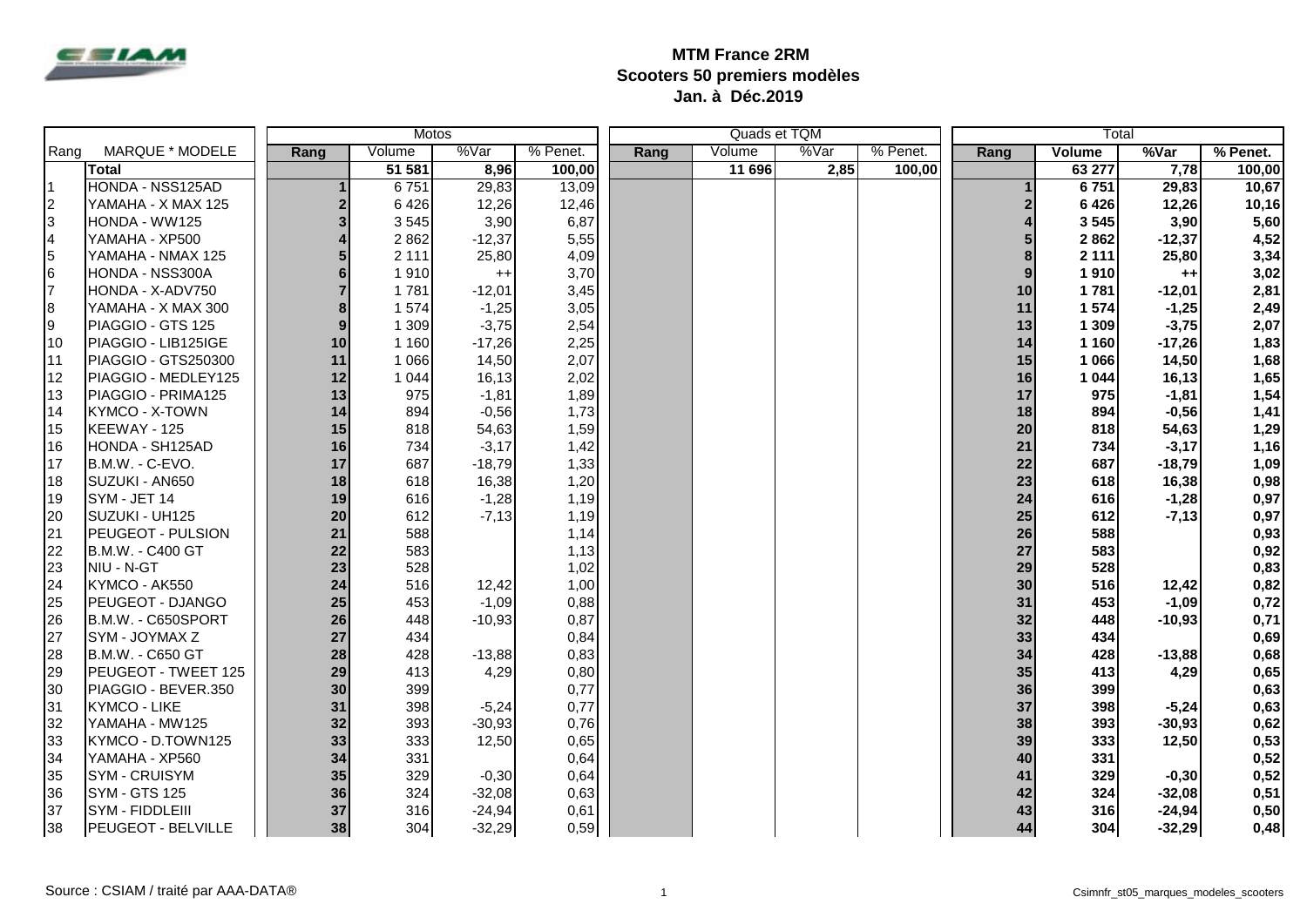# MTM France 2RM
## Scooters 50 premiers modèles
## Jan. à Déc.2019

| Rang | MARQUE * MODELE | Motos | | | | Quads et TQM | | | | Total | | | |
|---|---|---|---|---|---|---|---|---|---|---|---|---|---|
| | | Rang | Volume | %Var | % Penet. | Rang | Volume | %Var | % Penet. | Rang | Volume | %Var | % Penet. |
| | **Total** | | **51 581** | **8,96** | **100,00** | | **11 696** | **2,85** | **100,00** | | **63 277** | **7,78** | **100,00** |
| 1 | HONDA - NSS125AD | **1** | 6 751 | 29,83 | 13,09 | | | | | **1** | **6 751** | **29,83** | **10,67** |
| 2 | YAMAHA - X MAX 125 | **2** | 6 426 | 12,26 | 12,46 | | | | | **2** | **6 426** | **12,26** | **10,16** |
| 3 | HONDA - WW125 | **3** | 3 545 | 3,90 | 6,87 | | | | | **4** | **3 545** | **3,90** | **5,60** |
| 4 | YAMAHA - XP500 | **4** | 2 862 | -12,37 | 5,55 | | | | | **5** | **2 862** | **-12,37** | **4,52** |
| 5 | YAMAHA - NMAX 125 | **5** | 2 111 | 25,80 | 4,09 | | | | | **8** | **2 111** | **25,80** | **3,34** |
| 6 | HONDA - NSS300A | **6** | 1 910 | ++ | 3,70 | | | | | **9** | **1 910** | **++** | **3,02** |
| 7 | HONDA - X-ADV750 | **7** | 1 781 | -12,01 | 3,45 | | | | | **10** | **1 781** | **-12,01** | **2,81** |
| 8 | YAMAHA - X MAX 300 | **8** | 1 574 | -1,25 | 3,05 | | | | | **11** | **1 574** | **-1,25** | **2,49** |
| 9 | PIAGGIO - GTS 125 | **9** | 1 309 | -3,75 | 2,54 | | | | | **13** | **1 309** | **-3,75** | **2,07** |
| 10 | PIAGGIO - LIB125IGE | **10** | 1 160 | -17,26 | 2,25 | | | | | **14** | **1 160** | **-17,26** | **1,83** |
| 11 | PIAGGIO - GTS250300 | **11** | 1 066 | 14,50 | 2,07 | | | | | **15** | **1 066** | **14,50** | **1,68** |
| 12 | PIAGGIO - MEDLEY125 | **12** | 1 044 | 16,13 | 2,02 | | | | | **16** | **1 044** | **16,13** | **1,65** |
| 13 | PIAGGIO - PRIMA125 | **13** | 975 | -1,81 | 1,89 | | | | | **17** | **975** | **-1,81** | **1,54** |
| 14 | KYMCO - X-TOWN | **14** | 894 | -0,56 | 1,73 | | | | | **18** | **894** | **-0,56** | **1,41** |
| 15 | KEEWAY - 125 | **15** | 818 | 54,63 | 1,59 | | | | | **20** | **818** | **54,63** | **1,29** |
| 16 | HONDA - SH125AD | **16** | 734 | -3,17 | 1,42 | | | | | **21** | **734** | **-3,17** | **1,16** |
| 17 | B.M.W. - C-EVO. | **17** | 687 | -18,79 | 1,33 | | | | | **22** | **687** | **-18,79** | **1,09** |
| 18 | SUZUKI - AN650 | **18** | 618 | 16,38 | 1,20 | | | | | **23** | **618** | **16,38** | **0,98** |
| 19 | SYM - JET 14 | **19** | 616 | -1,28 | 1,19 | | | | | **24** | **616** | **-1,28** | **0,97** |
| 20 | SUZUKI - UH125 | **20** | 612 | -7,13 | 1,19 | | | | | **25** | **612** | **-7,13** | **0,97** |
| 21 | PEUGEOT - PULSION | **21** | 588 | | 1,14 | | | | | **26** | **588** | | **0,93** |
| 22 | B.M.W. - C400 GT | **22** | 583 | | 1,13 | | | | | **27** | **583** | | **0,92** |
| 23 | NIU - N-GT | **23** | 528 | | 1,02 | | | | | **29** | **528** | | **0,83** |
| 24 | KYMCO - AK550 | **24** | 516 | 12,42 | 1,00 | | | | | **30** | **516** | **12,42** | **0,82** |
| 25 | PEUGEOT - DJANGO | **25** | 453 | -1,09 | 0,88 | | | | | **31** | **453** | **-1,09** | **0,72** |
| 26 | B.M.W. - C650SPORT | **26** | 448 | -10,93 | 0,87 | | | | | **32** | **448** | **-10,93** | **0,71** |
| 27 | SYM - JOYMAX Z | **27** | 434 | | 0,84 | | | | | **33** | **434** | | **0,69** |
| 28 | B.M.W. - C650 GT | **28** | 428 | -13,88 | 0,83 | | | | | **34** | **428** | **-13,88** | **0,68** |
| 29 | PEUGEOT - TWEET 125 | **29** | 413 | 4,29 | 0,80 | | | | | **35** | **413** | **4,29** | **0,65** |
| 30 | PIAGGIO - BEVER.350 | **30** | 399 | | 0,77 | | | | | **36** | **399** | | **0,63** |
| 31 | KYMCO - LIKE | **31** | 398 | -5,24 | 0,77 | | | | | **37** | **398** | **-5,24** | **0,63** |
| 32 | YAMAHA - MW125 | **32** | 393 | -30,93 | 0,76 | | | | | **38** | **393** | **-30,93** | **0,62** |
| 33 | KYMCO - D.TOWN125 | **33** | 333 | 12,50 | 0,65 | | | | | **39** | **333** | **12,50** | **0,53** |
| 34 | YAMAHA - XP560 | **34** | 331 | | 0,64 | | | | | **40** | **331** | | **0,52** |
| 35 | SYM - CRUISYM | **35** | 329 | -0,30 | 0,64 | | | | | **41** | **329** | **-0,30** | **0,52** |
| 36 | SYM - GTS 125 | **36** | 324 | -32,08 | 0,63 | | | | | **42** | **324** | **-32,08** | **0,51** |
| 37 | SYM - FIDDLEIII | **37** | 316 | -24,94 | 0,61 | | | | | **43** | **316** | **-24,94** | **0,50** |
| 38 | PEUGEOT - BELVILLE | **38** | 304 | -32,29 | 0,59 | | | | | **44** | **304** | **-32,29** | **0,48** |

Source : CSIAM / traité par AAA-DATA®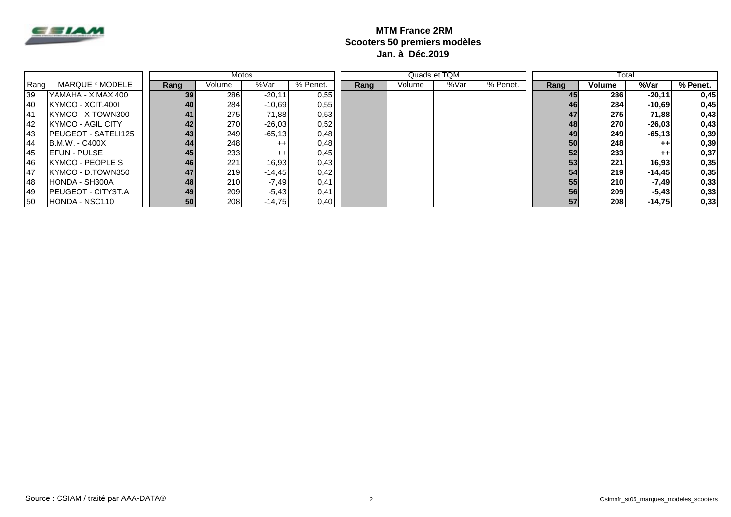# MTM France 2RM
## Scooters 50 premiers modèles
## Jan. à Déc.2019

| | | Motos | | | | Quads et TQM | | | | Total | | | |
|---|---|---|---|---|---|---|---|---|---|---|---|---|---|
| Rang | MARQUE * MODELE | Rang | Volume | %Var | % Penet. | Rang | Volume | %Var | % Penet. | Rang | Volume | %Var | % Penet. |
| 39 | YAMAHA - X MAX 400 | 39 | 286 | -20,11 | 0,55 | | | | | 45 | 286 | -20,11 | 0,45 |
| 40 | KYMCO - XCIT.400I | 40 | 284 | -10,69 | 0,55 | | | | | 46 | 284 | -10,69 | 0,45 |
| 41 | KYMCO - X-TOWN300 | 41 | 275 | 71,88 | 0,53 | | | | | 47 | 275 | 71,88 | 0,43 |
| 42 | KYMCO - AGIL CITY | 42 | 270 | -26,03 | 0,52 | | | | | 48 | 270 | -26,03 | 0,43 |
| 43 | PEUGEOT - SATELI125 | 43 | 249 | -65,13 | 0,48 | | | | | 49 | 249 | -65,13 | 0,39 |
| 44 | B.M.W. - C400X | 44 | 248 | ++ | 0,48 | | | | | 50 | 248 | ++ | 0,39 |
| 45 | EFUN - PULSE | 45 | 233 | ++ | 0,45 | | | | | 52 | 233 | ++ | 0,37 |
| 46 | KYMCO - PEOPLE S | 46 | 221 | 16,93 | 0,43 | | | | | 53 | 221 | 16,93 | 0,35 |
| 47 | KYMCO - D.TOWN350 | 47 | 219 | -14,45 | 0,42 | | | | | 54 | 219 | -14,45 | 0,35 |
| 48 | HONDA - SH300A | 48 | 210 | -7,49 | 0,41 | | | | | 55 | 210 | -7,49 | 0,33 |
| 49 | PEUGEOT - CITYST.A | 49 | 209 | -5,43 | 0,41 | | | | | 56 | 209 | -5,43 | 0,33 |
| 50 | HONDA - NSC110 | 50 | 208 | -14,75 | 0,40 | | | | | 57 | 208 | -14,75 | 0,33 |

Source : CSIAM / traité par AAA-DATA®

Csimnfr_st05_marques_modeles_scooters